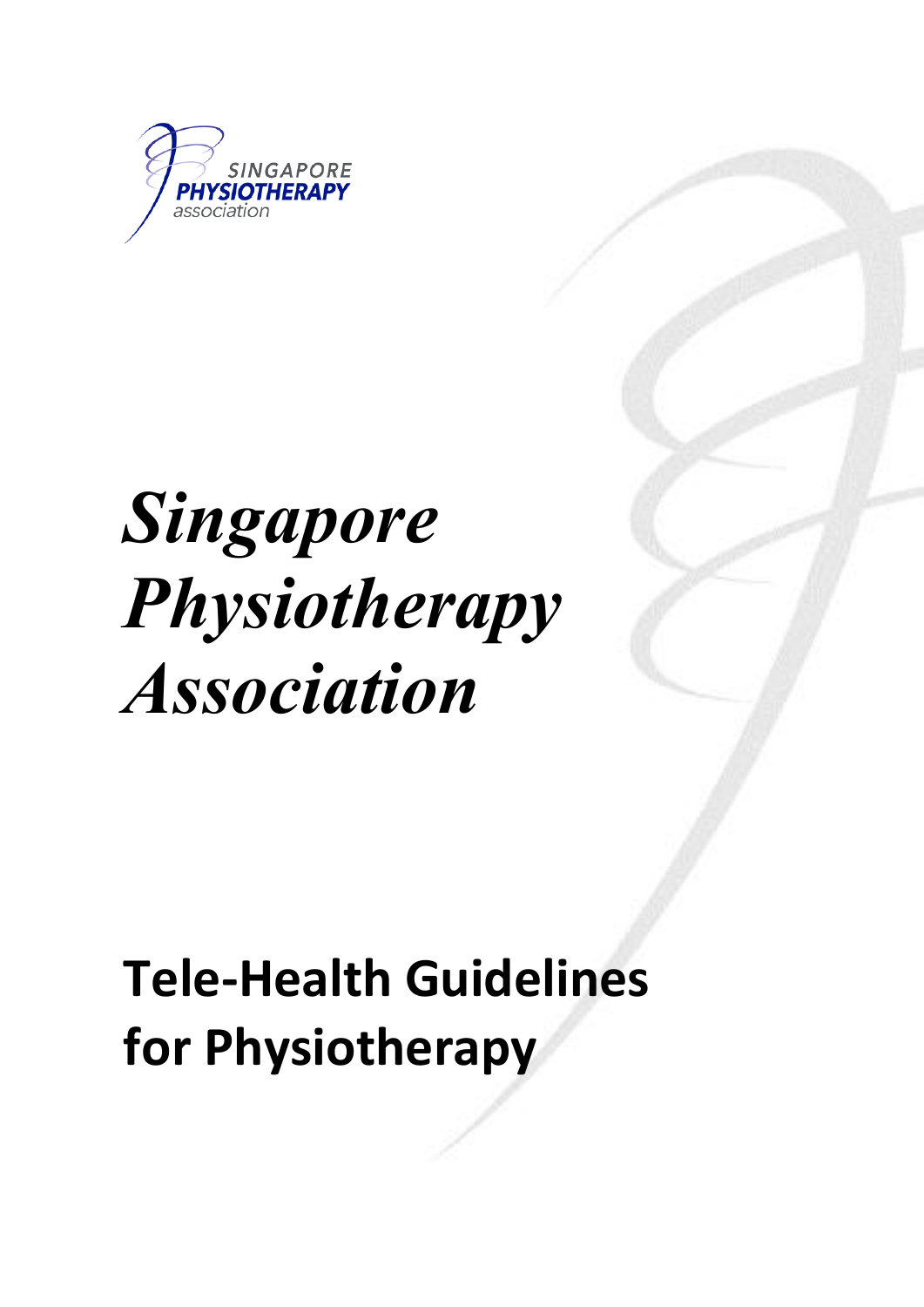SINGAPORE
PHYSIOTHERAPY
association

# *Singapore Physiotherapy Association*

## Tele-Health Guidelines for Physiotherapy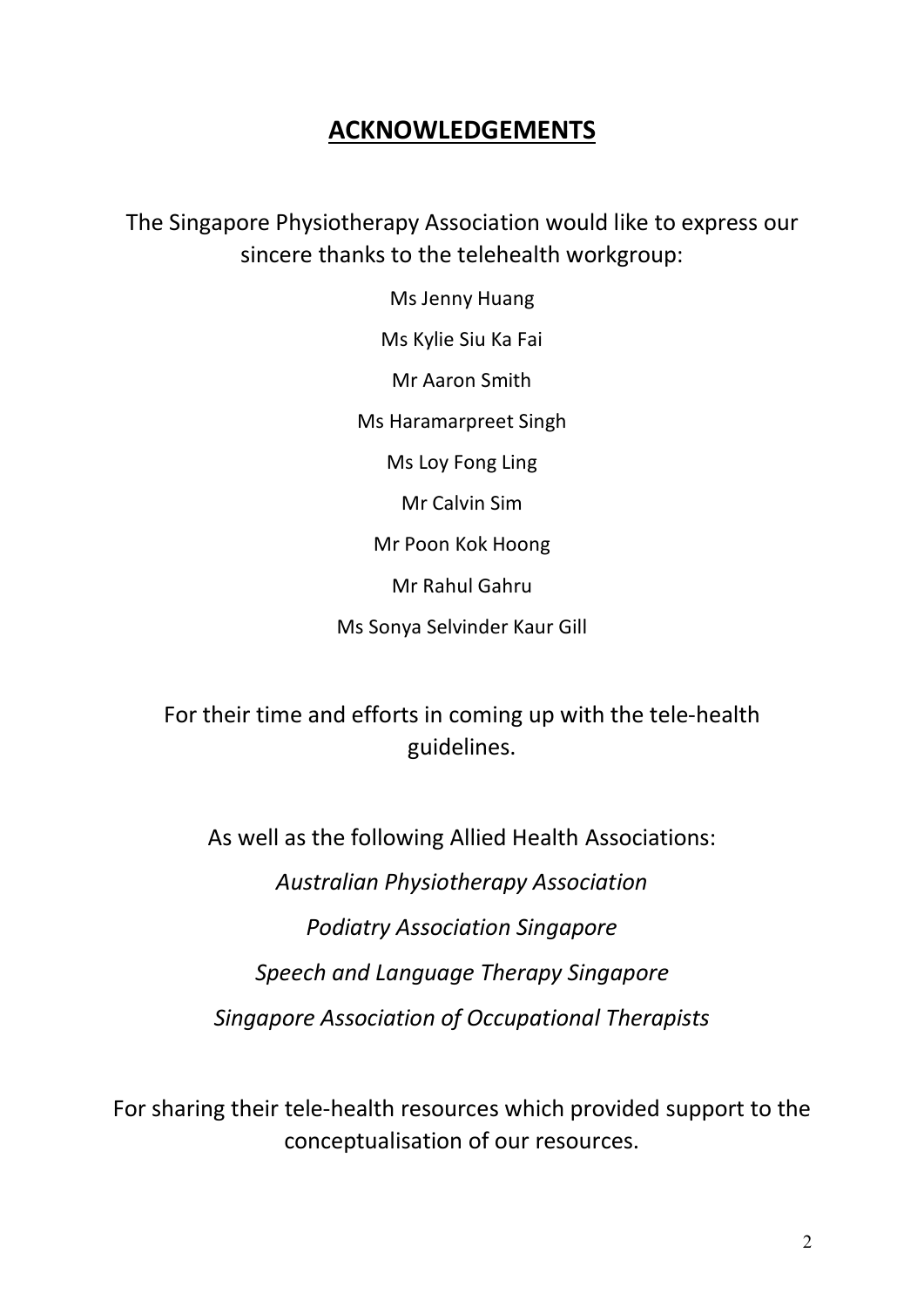# **ACKNOWLEDGEMENTS**

The Singapore Physiotherapy Association would like to express our sincere thanks to the telehealth workgroup:

Ms Jenny Huang

Ms Kylie Siu Ka Fai

Mr Aaron Smith

Ms Haramarpreet Singh

Ms Loy Fong Ling

Mr Calvin Sim

Mr Poon Kok Hoong

Mr Rahul Gahru

Ms Sonya Selvinder Kaur Gill

For their time and efforts in coming up with the tele-health guidelines.

As well as the following Allied Health Associations:

*Australian Physiotherapy Association*

*Podiatry Association Singapore*

*Speech and Language Therapy Singapore*

*Singapore Association of Occupational Therapists*

For sharing their tele-health resources which provided support to the conceptualisation of our resources.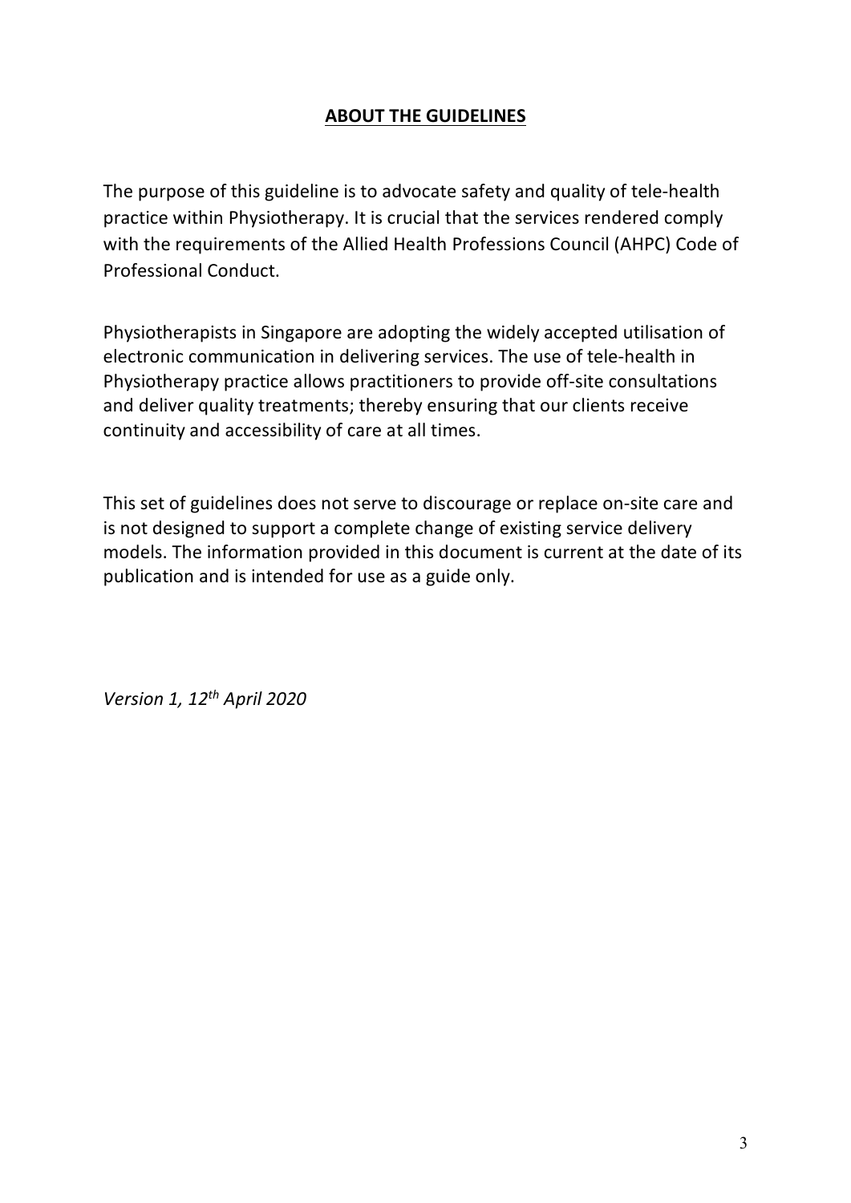## ABOUT THE GUIDELINES

The purpose of this guideline is to advocate safety and quality of tele-health practice within Physiotherapy. It is crucial that the services rendered comply with the requirements of the Allied Health Professions Council (AHPC) Code of Professional Conduct.

Physiotherapists in Singapore are adopting the widely accepted utilisation of electronic communication in delivering services. The use of tele-health in Physiotherapy practice allows practitioners to provide off-site consultations and deliver quality treatments; thereby ensuring that our clients receive continuity and accessibility of care at all times.

This set of guidelines does not serve to discourage or replace on-site care and is not designed to support a complete change of existing service delivery models. The information provided in this document is current at the date of its publication and is intended for use as a guide only.

*Version 1, 12th April 2020*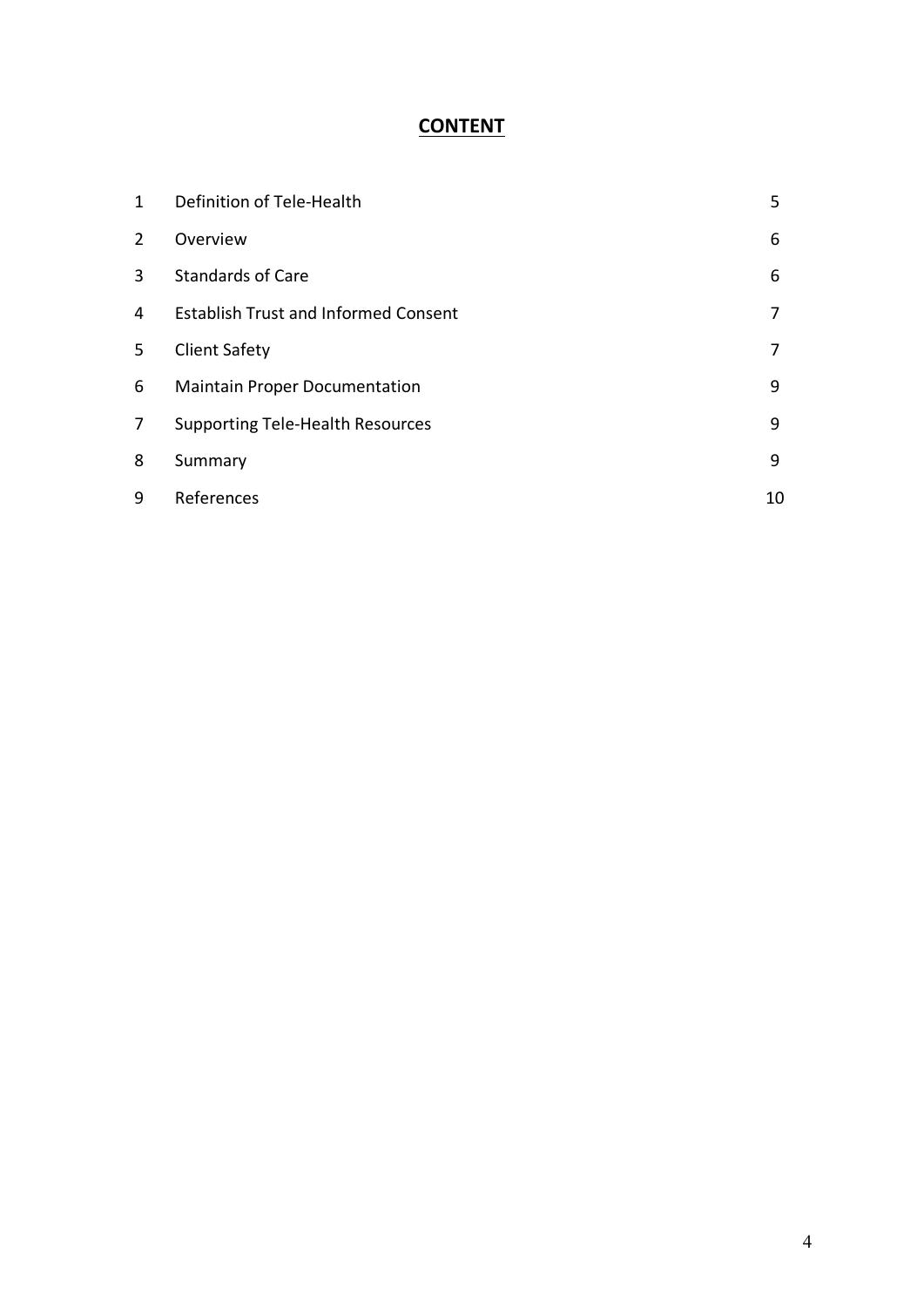# CONTENT

| | | |
|---|---|---|
| 1 | Definition of Tele-Health | 5 |
| 2 | Overview | 6 |
| 3 | Standards of Care | 6 |
| 4 | Establish Trust and Informed Consent | 7 |
| 5 | Client Safety | 7 |
| 6 | Maintain Proper Documentation | 9 |
| 7 | Supporting Tele-Health Resources | 9 |
| 8 | Summary | 9 |
| 9 | References | 10 |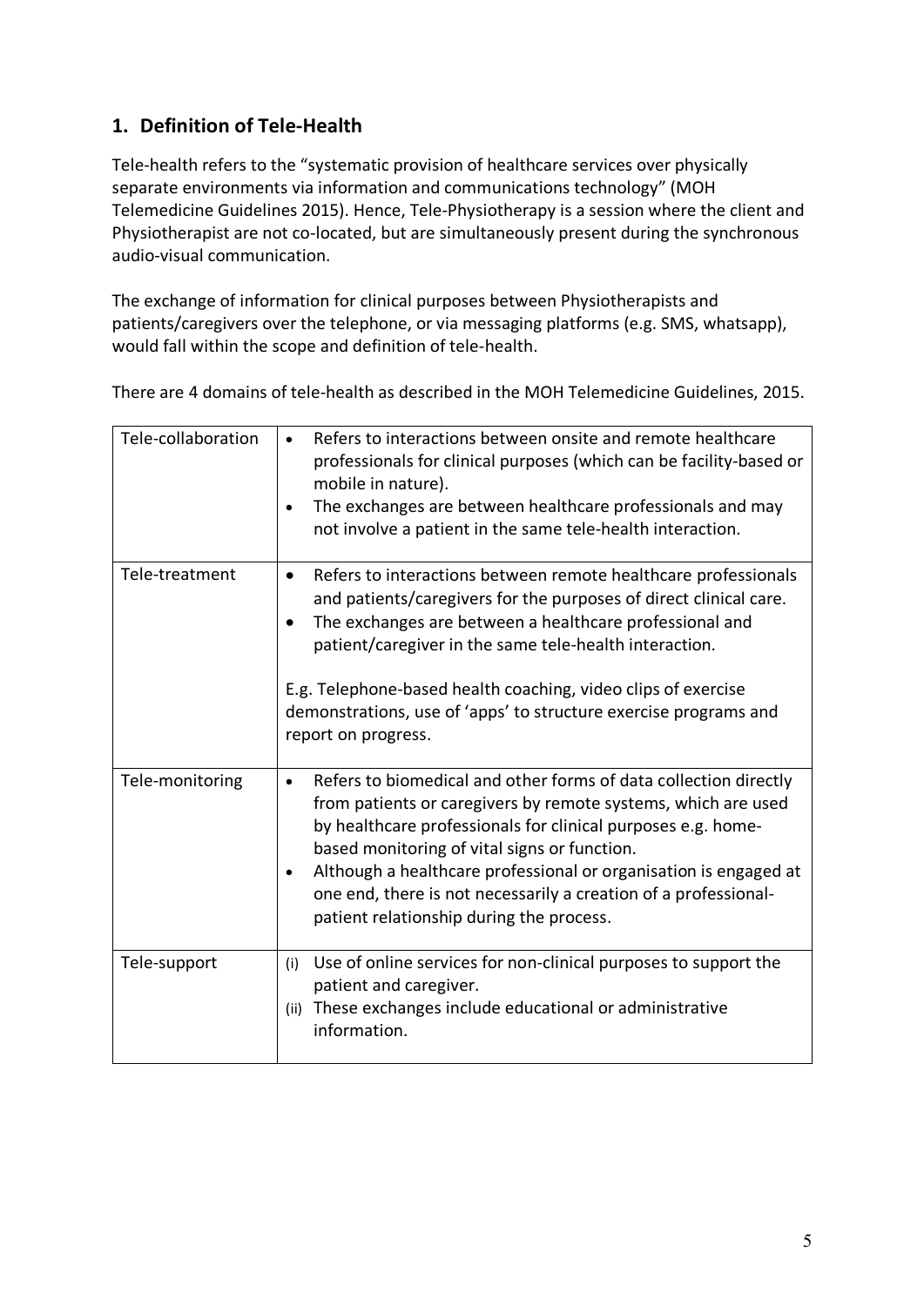## 1. Definition of Tele-Health

Tele-health refers to the "systematic provision of healthcare services over physically separate environments via information and communications technology" (MOH Telemedicine Guidelines 2015). Hence, Tele-Physiotherapy is a session where the client and Physiotherapist are not co-located, but are simultaneously present during the synchronous audio-visual communication.

The exchange of information for clinical purposes between Physiotherapists and patients/caregivers over the telephone, or via messaging platforms (e.g. SMS, whatsapp), would fall within the scope and definition of tele-health.

There are 4 domains of tele-health as described in the MOH Telemedicine Guidelines, 2015.

| | |
|---|---|
| Tele-collaboration | • Refers to interactions between onsite and remote healthcare professionals for clinical purposes (which can be facility-based or mobile in nature).<br>• The exchanges are between healthcare professionals and may not involve a patient in the same tele-health interaction. |
| Tele-treatment | • Refers to interactions between remote healthcare professionals and patients/caregivers for the purposes of direct clinical care.<br>• The exchanges are between a healthcare professional and patient/caregiver in the same tele-health interaction.<br><br>E.g. Telephone-based health coaching, video clips of exercise demonstrations, use of 'apps' to structure exercise programs and report on progress. |
| Tele-monitoring | • Refers to biomedical and other forms of data collection directly from patients or caregivers by remote systems, which are used by healthcare professionals for clinical purposes e.g. home-based monitoring of vital signs or function.<br>• Although a healthcare professional or organisation is engaged at one end, there is not necessarily a creation of a professional-patient relationship during the process. |
| Tele-support | (i) Use of online services for non-clinical purposes to support the patient and caregiver.<br>(ii) These exchanges include educational or administrative information. |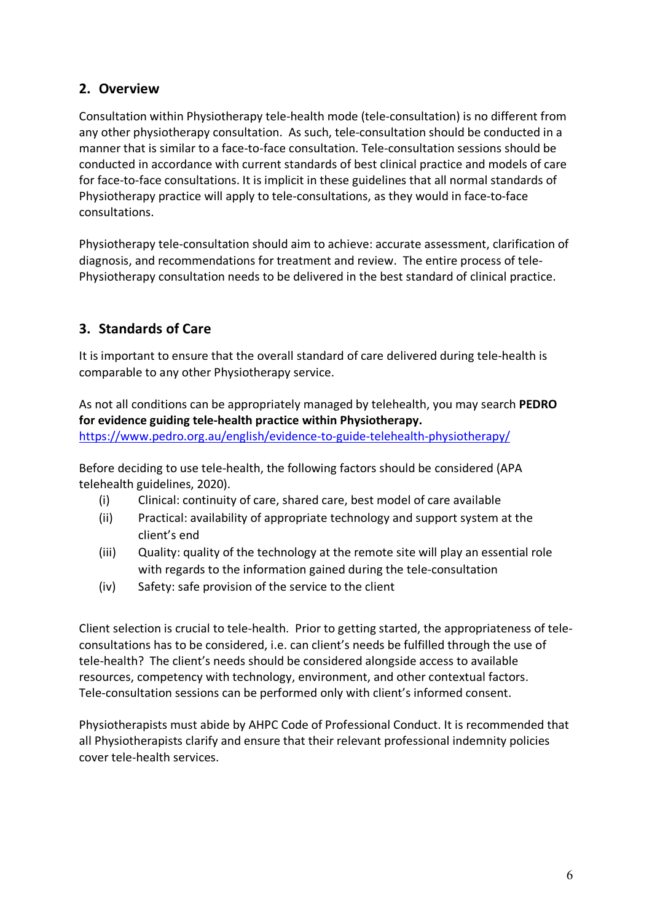## 2. Overview

Consultation within Physiotherapy tele-health mode (tele-consultation) is no different from any other physiotherapy consultation. As such, tele-consultation should be conducted in a manner that is similar to a face-to-face consultation. Tele-consultation sessions should be conducted in accordance with current standards of best clinical practice and models of care for face-to-face consultations. It is implicit in these guidelines that all normal standards of Physiotherapy practice will apply to tele-consultations, as they would in face-to-face consultations.

Physiotherapy tele-consultation should aim to achieve: accurate assessment, clarification of diagnosis, and recommendations for treatment and review. The entire process of tele-Physiotherapy consultation needs to be delivered in the best standard of clinical practice.

## 3. Standards of Care

It is important to ensure that the overall standard of care delivered during tele-health is comparable to any other Physiotherapy service.

As not all conditions can be appropriately managed by telehealth, you may search **PEDRO for evidence guiding tele-health practice within Physiotherapy.**
[https://www.pedro.org.au/english/evidence-to-guide-telehealth-physiotherapy/](https://www.pedro.org.au/english/evidence-to-guide-telehealth-physiotherapy/)

Before deciding to use tele-health, the following factors should be considered (APA telehealth guidelines, 2020).

(i) Clinical: continuity of care, shared care, best model of care available
(ii) Practical: availability of appropriate technology and support system at the client's end
(iii) Quality: quality of the technology at the remote site will play an essential role with regards to the information gained during the tele-consultation
(iv) Safety: safe provision of the service to the client

Client selection is crucial to tele-health. Prior to getting started, the appropriateness of tele-consultations has to be considered, i.e. can client's needs be fulfilled through the use of tele-health? The client's needs should be considered alongside access to available resources, competency with technology, environment, and other contextual factors. Tele-consultation sessions can be performed only with client's informed consent.

Physiotherapists must abide by AHPC Code of Professional Conduct. It is recommended that all Physiotherapists clarify and ensure that their relevant professional indemnity policies cover tele-health services.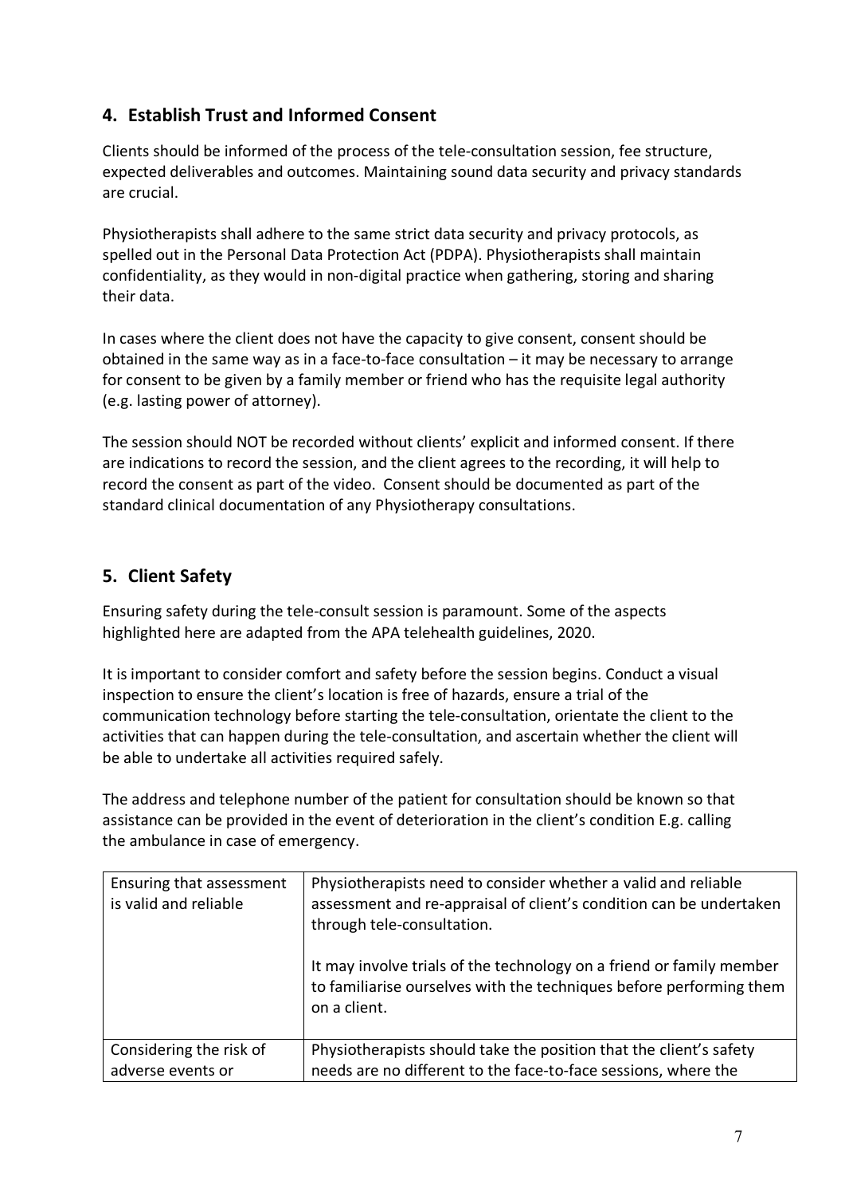## 4. Establish Trust and Informed Consent

Clients should be informed of the process of the tele-consultation session, fee structure, expected deliverables and outcomes. Maintaining sound data security and privacy standards are crucial.

Physiotherapists shall adhere to the same strict data security and privacy protocols, as spelled out in the Personal Data Protection Act (PDPA). Physiotherapists shall maintain confidentiality, as they would in non-digital practice when gathering, storing and sharing their data.

In cases where the client does not have the capacity to give consent, consent should be obtained in the same way as in a face-to-face consultation – it may be necessary to arrange for consent to be given by a family member or friend who has the requisite legal authority (e.g. lasting power of attorney).

The session should NOT be recorded without clients' explicit and informed consent. If there are indications to record the session, and the client agrees to the recording, it will help to record the consent as part of the video. Consent should be documented as part of the standard clinical documentation of any Physiotherapy consultations.

## 5. Client Safety

Ensuring safety during the tele-consult session is paramount. Some of the aspects highlighted here are adapted from the APA telehealth guidelines, 2020.

It is important to consider comfort and safety before the session begins. Conduct a visual inspection to ensure the client's location is free of hazards, ensure a trial of the communication technology before starting the tele-consultation, orientate the client to the activities that can happen during the tele-consultation, and ascertain whether the client will be able to undertake all activities required safely.

The address and telephone number of the patient for consultation should be known so that assistance can be provided in the event of deterioration in the client's condition E.g. calling the ambulance in case of emergency.

| | |
|---|---|
| Ensuring that assessment is valid and reliable | Physiotherapists need to consider whether a valid and reliable assessment and re-appraisal of client's condition can be undertaken through tele-consultation.<br><br>It may involve trials of the technology on a friend or family member to familiarise ourselves with the techniques before performing them on a client. |
| Considering the risk of adverse events or | Physiotherapists should take the position that the client's safety needs are no different to the face-to-face sessions, where the |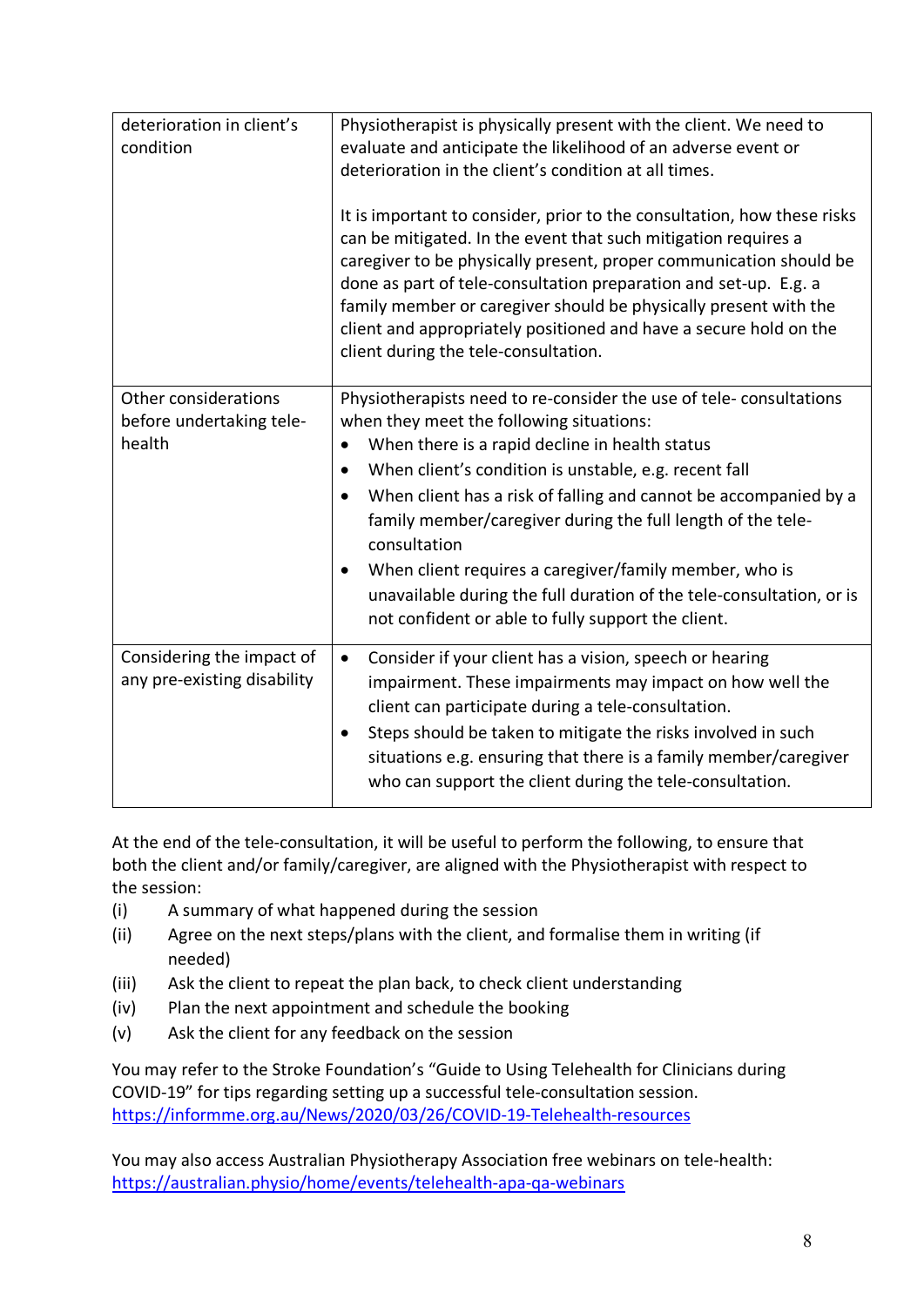| | |
|---|---|
| deterioration in client's condition | Physiotherapist is physically present with the client. We need to evaluate and anticipate the likelihood of an adverse event or deterioration in the client's condition at all times.<br><br>It is important to consider, prior to the consultation, how these risks can be mitigated. In the event that such mitigation requires a caregiver to be physically present, proper communication should be done as part of tele-consultation preparation and set-up. E.g. a family member or caregiver should be physically present with the client and appropriately positioned and have a secure hold on the client during the tele-consultation. |
| Other considerations before undertaking tele-health | Physiotherapists need to re-consider the use of tele- consultations when they meet the following situations:<br>• When there is a rapid decline in health status<br>• When client's condition is unstable, e.g. recent fall<br>• When client has a risk of falling and cannot be accompanied by a family member/caregiver during the full length of the tele-consultation<br>• When client requires a caregiver/family member, who is unavailable during the full duration of the tele-consultation, or is not confident or able to fully support the client. |
| Considering the impact of any pre-existing disability | • Consider if your client has a vision, speech or hearing impairment. These impairments may impact on how well the client can participate during a tele-consultation.<br>• Steps should be taken to mitigate the risks involved in such situations e.g. ensuring that there is a family member/caregiver who can support the client during the tele-consultation. |

At the end of the tele-consultation, it will be useful to perform the following, to ensure that both the client and/or family/caregiver, are aligned with the Physiotherapist with respect to the session:

(i) A summary of what happened during the session
(ii) Agree on the next steps/plans with the client, and formalise them in writing (if needed)
(iii) Ask the client to repeat the plan back, to check client understanding
(iv) Plan the next appointment and schedule the booking
(v) Ask the client for any feedback on the session

You may refer to the Stroke Foundation's "Guide to Using Telehealth for Clinicians during COVID-19" for tips regarding setting up a successful tele-consultation session. https://informme.org.au/News/2020/03/26/COVID-19-Telehealth-resources

You may also access Australian Physiotherapy Association free webinars on tele-health: https://australian.physio/home/events/telehealth-apa-qa-webinars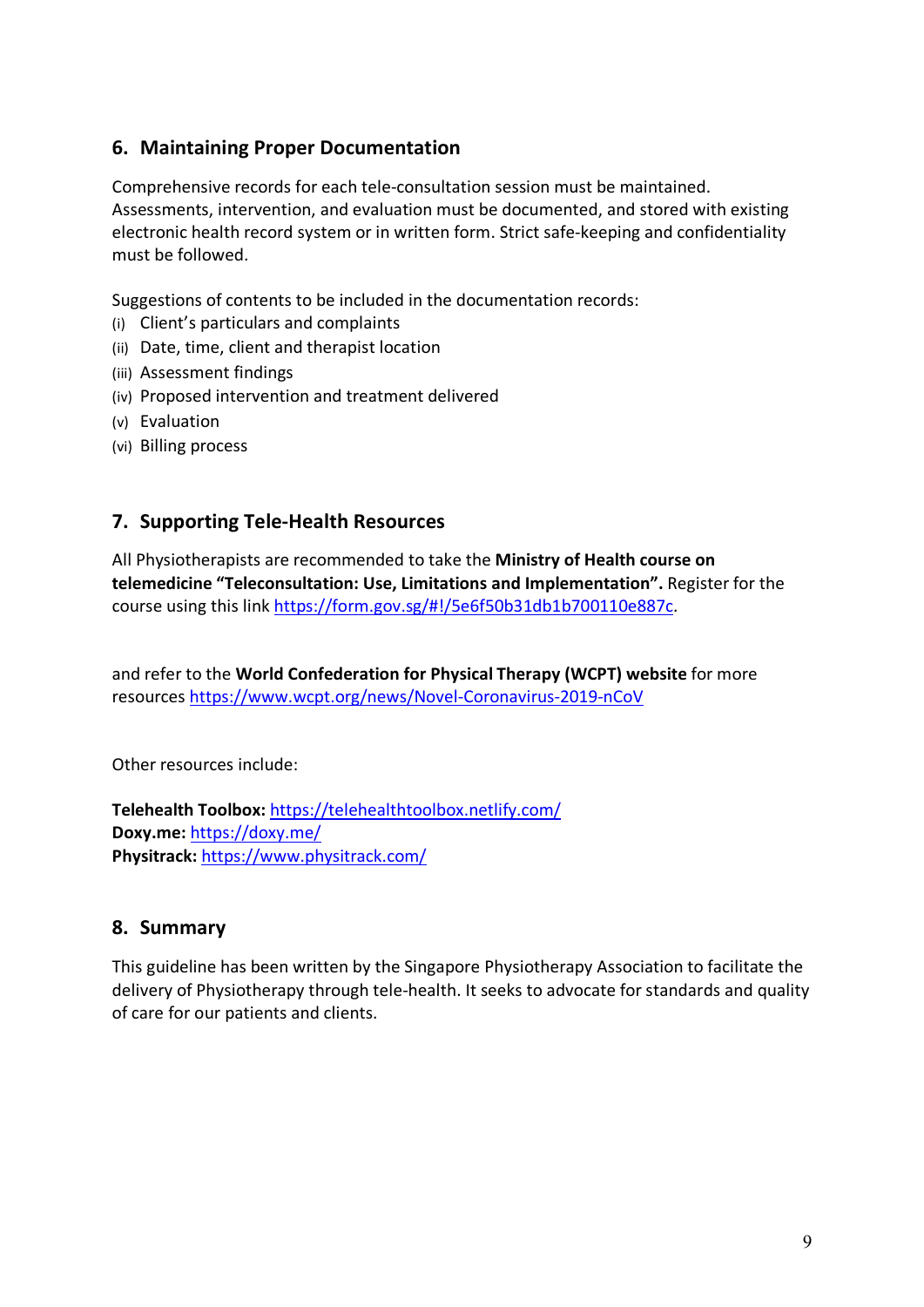## 6. Maintaining Proper Documentation

Comprehensive records for each tele-consultation session must be maintained. Assessments, intervention, and evaluation must be documented, and stored with existing electronic health record system or in written form. Strict safe-keeping and confidentiality must be followed.

Suggestions of contents to be included in the documentation records:

(i) Client's particulars and complaints
(ii) Date, time, client and therapist location
(iii) Assessment findings
(iv) Proposed intervention and treatment delivered
(v) Evaluation
(vi) Billing process

## 7. Supporting Tele-Health Resources

All Physiotherapists are recommended to take the **Ministry of Health course on telemedicine "Teleconsultation: Use, Limitations and Implementation".** Register for the course using this link https://form.gov.sg/#!/5e6f50b31db1b700110e887c.

and refer to the **World Confederation for Physical Therapy (WCPT) website** for more resources https://www.wcpt.org/news/Novel-Coronavirus-2019-nCoV

Other resources include:

**Telehealth Toolbox:** https://telehealthtoolbox.netlify.com/
**Doxy.me:** https://doxy.me/
**Physitrack:** https://www.physitrack.com/

## 8. Summary

This guideline has been written by the Singapore Physiotherapy Association to facilitate the delivery of Physiotherapy through tele-health. It seeks to advocate for standards and quality of care for our patients and clients.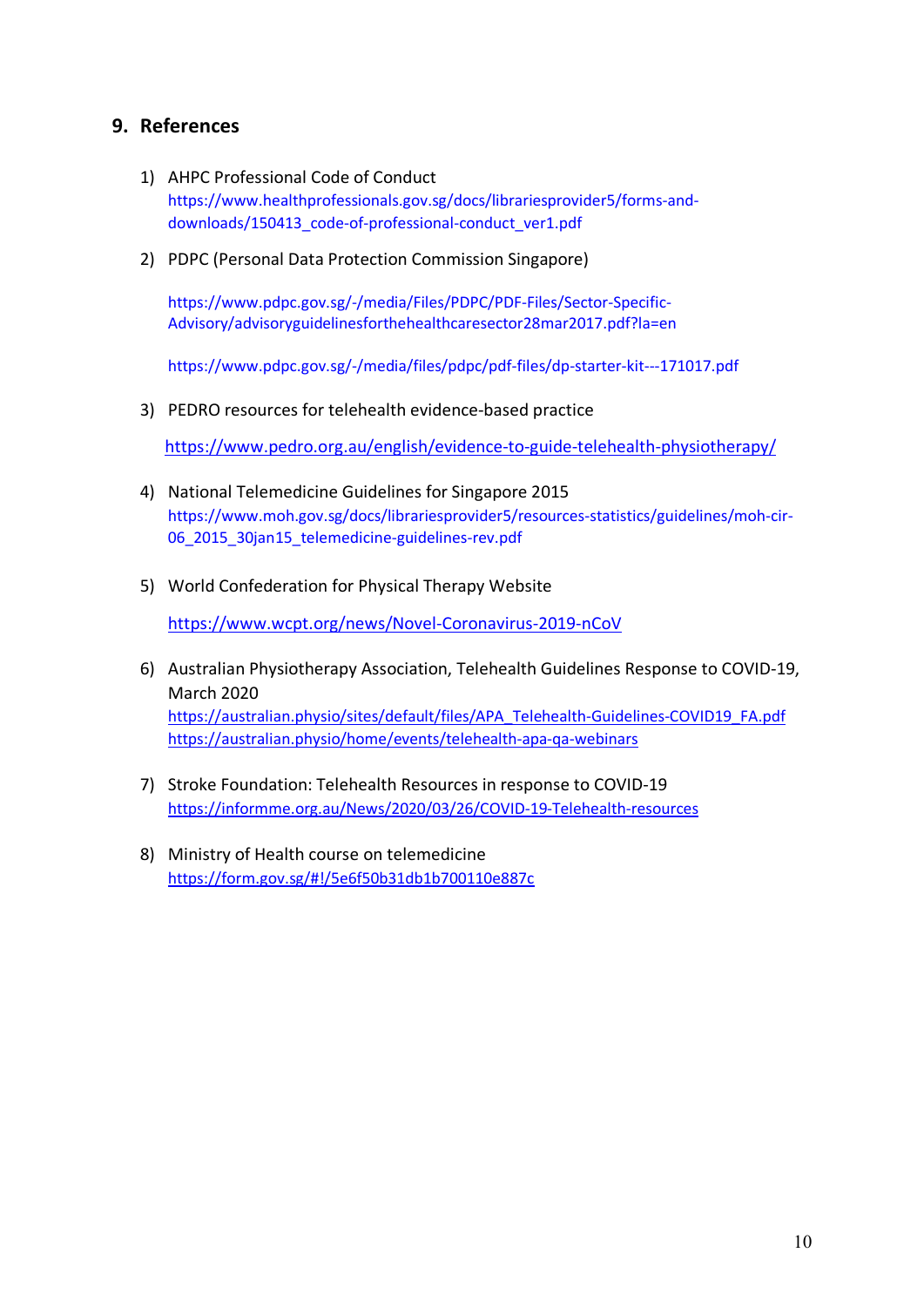## 9. References

1) AHPC Professional Code of Conduct
   https://www.healthprofessionals.gov.sg/docs/librariesprovider5/forms-and-downloads/150413_code-of-professional-conduct_ver1.pdf

2) PDPC (Personal Data Protection Commission Singapore)

   https://www.pdpc.gov.sg/-/media/Files/PDPC/PDF-Files/Sector-Specific-Advisory/advisoryguidelinesforthehealthcaresector28mar2017.pdf?la=en

   https://www.pdpc.gov.sg/-/media/files/pdpc/pdf-files/dp-starter-kit---171017.pdf

3) PEDRO resources for telehealth evidence-based practice

   https://www.pedro.org.au/english/evidence-to-guide-telehealth-physiotherapy/

4) National Telemedicine Guidelines for Singapore 2015
   https://www.moh.gov.sg/docs/librariesprovider5/resources-statistics/guidelines/moh-cir-06_2015_30jan15_telemedicine-guidelines-rev.pdf

5) World Confederation for Physical Therapy Website

   https://www.wcpt.org/news/Novel-Coronavirus-2019-nCoV

6) Australian Physiotherapy Association, Telehealth Guidelines Response to COVID-19, March 2020
   https://australian.physio/sites/default/files/APA_Telehealth-Guidelines-COVID19_FA.pdf
   https://australian.physio/home/events/telehealth-apa-qa-webinars

7) Stroke Foundation: Telehealth Resources in response to COVID-19
   https://informme.org.au/News/2020/03/26/COVID-19-Telehealth-resources

8) Ministry of Health course on telemedicine
   https://form.gov.sg/#!/5e6f50b31db1b700110e887c